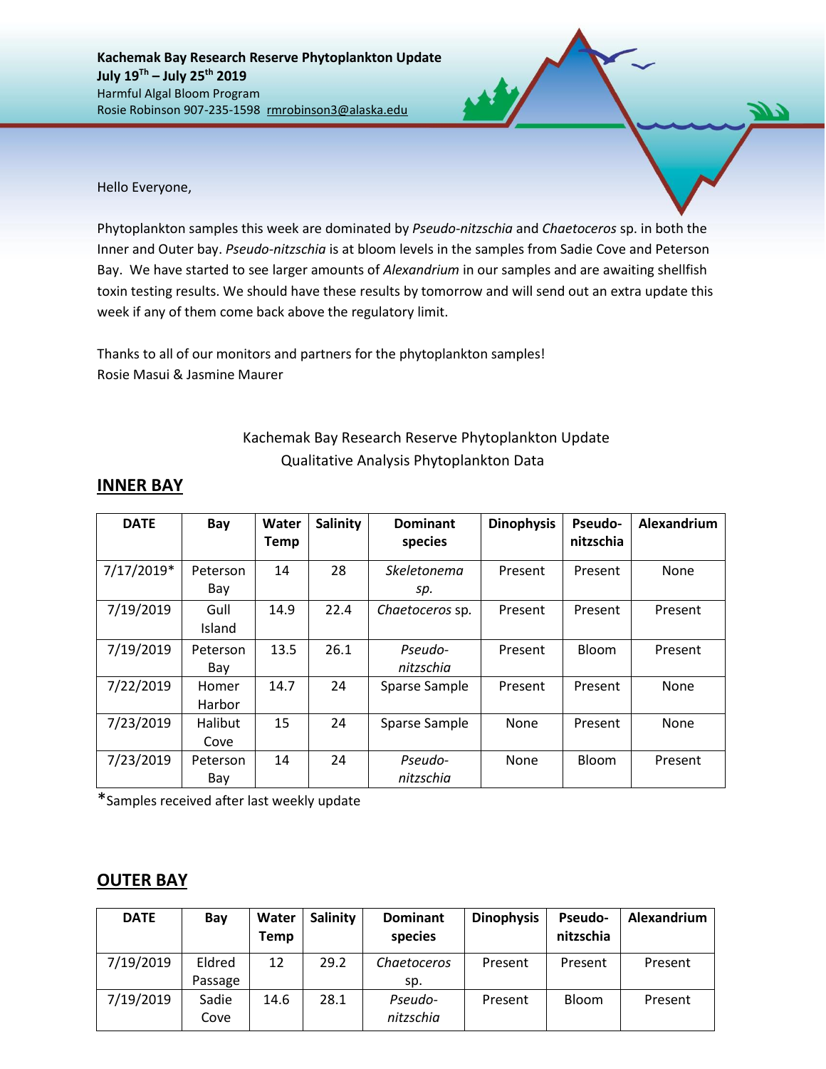**Kachemak Bay Research Reserve Phytoplankton Update**
**July 19th – July 25th 2019**
Harmful Algal Bloom Program
Rosie Robinson 907-235-1598 rmrobinson3@alaska.edu

Hello Everyone,

Phytoplankton samples this week are dominated by *Pseudo-nitzschia* and *Chaetoceros* sp. in both the Inner and Outer bay. *Pseudo-nitzschia* is at bloom levels in the samples from Sadie Cove and Peterson Bay. We have started to see larger amounts of *Alexandrium* in our samples and are awaiting shellfish toxin testing results. We should have these results by tomorrow and will send out an extra update this week if any of them come back above the regulatory limit.

Thanks to all of our monitors and partners for the phytoplankton samples!
Rosie Masui & Jasmine Maurer

Kachemak Bay Research Reserve Phytoplankton Update
Qualitative Analysis Phytoplankton Data

## INNER BAY

| DATE | Bay | Water Temp | Salinity | Dominant species | Dinophysis | Pseudo-nitzschia | Alexandrium |
|---|---|---|---|---|---|---|---|
| 7/17/2019* | Peterson Bay | 14 | 28 | *Skeletonema sp.* | Present | Present | None |
| 7/19/2019 | Gull Island | 14.9 | 22.4 | *Chaetoceros* sp. | Present | Present | Present |
| 7/19/2019 | Peterson Bay | 13.5 | 26.1 | *Pseudo-nitzschia* | Present | Bloom | Present |
| 7/22/2019 | Homer Harbor | 14.7 | 24 | Sparse Sample | Present | Present | None |
| 7/23/2019 | Halibut Cove | 15 | 24 | Sparse Sample | None | Present | None |
| 7/23/2019 | Peterson Bay | 14 | 24 | *Pseudo-nitzschia* | None | Bloom | Present |

*Samples received after last weekly update

## OUTER BAY

| DATE | Bay | Water Temp | Salinity | Dominant species | Dinophysis | Pseudo-nitzschia | Alexandrium |
|---|---|---|---|---|---|---|---|
| 7/19/2019 | Eldred Passage | 12 | 29.2 | *Chaetoceros* sp. | Present | Present | Present |
| 7/19/2019 | Sadie Cove | 14.6 | 28.1 | *Pseudo-nitzschia* | Present | Bloom | Present |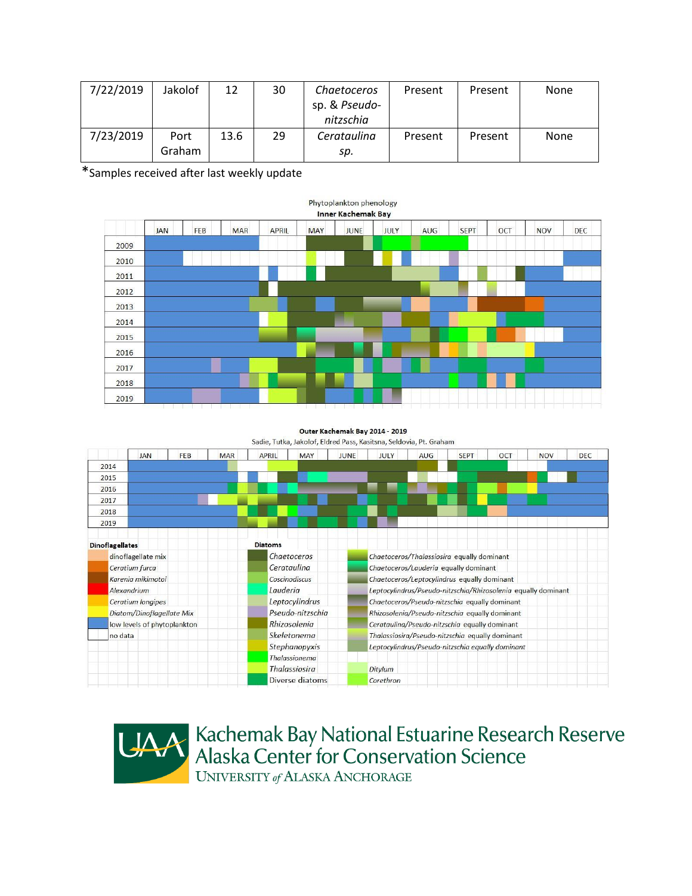| | | | | | | | |
|---|---|---|---|---|---|---|---|
| 7/22/2019 | Jakolof | 12 | 30 | *Chaetoceros* sp. & *Pseudo-nitzschia* | Present | Present | None |
| 7/23/2019 | Port Graham | 13.6 | 29 | *Cerataulina sp.* | Present | Present | None |

*Samples received after last weekly update

Phytoplankton phenology
Inner Kachemak Bay

JAN FEB MAR APRIL MAY JUNE JULY AUG SEPT OCT NOV DEC

2009
2010
2011
2012
2013
2014
2015
2016
2017
2018
2019

Outer Kachemak Bay 2014 - 2019
Sadie, Tutka, Jakolof, Eldred Pass, Kasitsna, Seldovia, Pt. Graham

JAN FEB MAR APRIL MAY JUNE JULY AUG SEPT OCT NOV DEC

2014
2015
2016
2017
2018
2019

**Dinoflagellates**
dinoflagellate mix
*Ceratium furca*
*Karenia mikimotoi*
*Alexandrium*
*Ceratium longipes*
*Diatom/Dinoflagellate Mix*
low levels of phytoplankton
no data

**Diatoms**
*Chaetoceros*
*Cerataulina*
*Coscinodiscus*
*Lauderia*
*Leptocylindrus*
*Pseudo-nitzschia*
*Rhizosolenia*
*Skeletonema*
*Stephanopyxis*
*Thalassionema*
*Thalassiosira*
Diverse diatoms

*Chaetoceros/Thalassiosira* equally dominant
*Chaetoceros/Lauderia* equally dominant
*Chaetoceros/Leptocylindrus* equally dominant
*Leptocylindrus/Pseudo-nitzschia/Rhizosolenia* equally dominant
*Chaetoceros/Pseudo-nitzschia* equally dominant
*Rhizosolenia/Pseudo-nitzschia* equally dominant
*Cerataulina/Pseudo-nitzschia* equally dominant
*Thalassiosira/Pseudo-nitzschia* equally dominant
*Leptocylindrus/Pseudo-nitzschia* equally dominant
*Ditylum*
*Corethron*

Kachemak Bay National Estuarine Research Reserve
Alaska Center for Conservation Science
UNIVERSITY *of* ALASKA ANCHORAGE